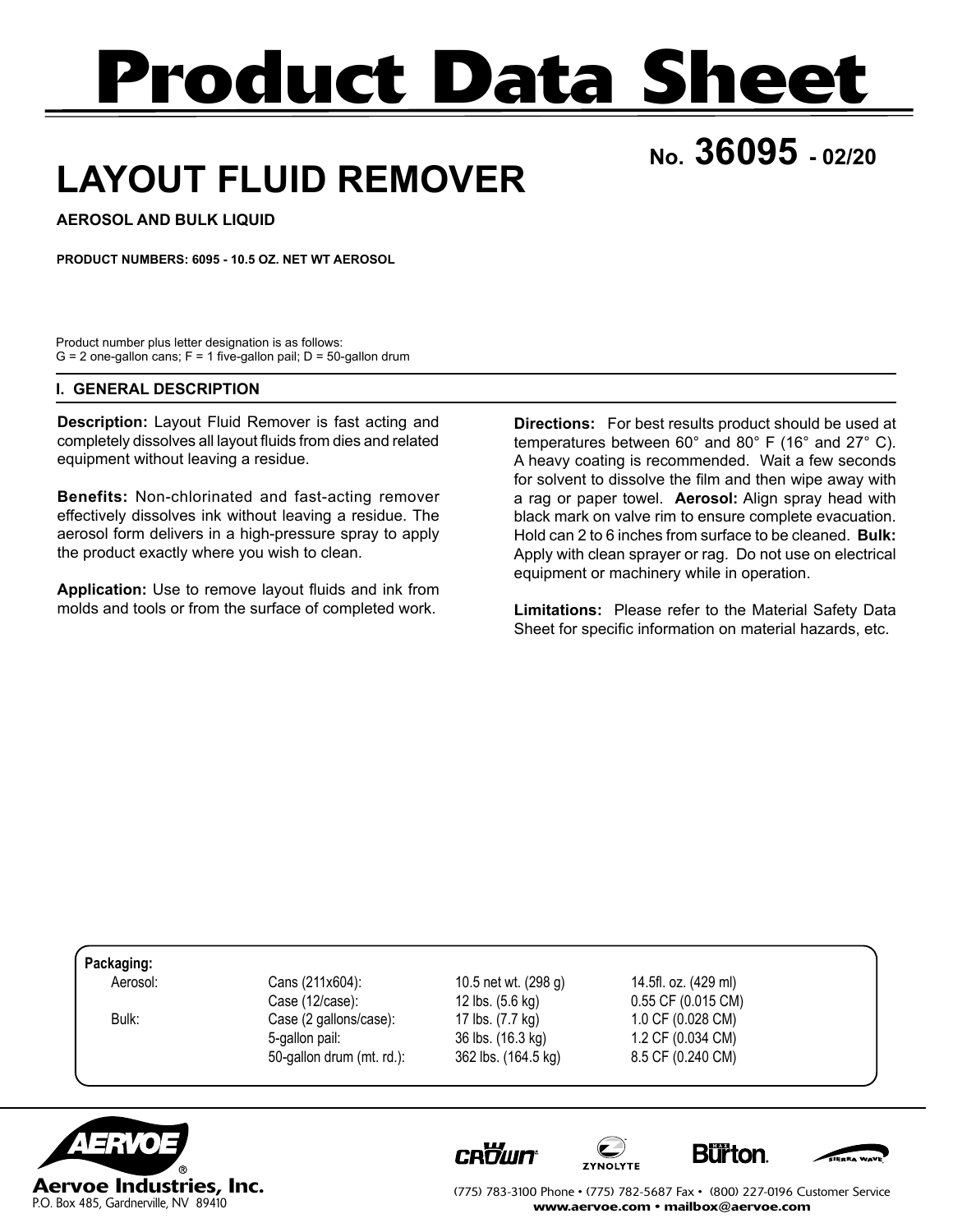# Product Data Sheet

## LAYOUT FLUID REMOVER

**No. 36095 - 02/20**

**AEROSOL AND BULK LIQUID**

**PRODUCT NUMBERS: 6095 - 10.5 OZ. NET WT AEROSOL**

Product number plus letter designation is as follows:
G = 2 one-gallon cans; F = 1 five-gallon pail; D = 50-gallon drum

### I. GENERAL DESCRIPTION

**Description:** Layout Fluid Remover is fast acting and completely dissolves all layout fluids from dies and related equipment without leaving a residue.

**Benefits:** Non-chlorinated and fast-acting remover effectively dissolves ink without leaving a residue. The aerosol form delivers in a high-pressure spray to apply the product exactly where you wish to clean.

**Application:** Use to remove layout fluids and ink from molds and tools or from the surface of completed work.

**Directions:** For best results product should be used at temperatures between 60° and 80° F (16° and 27° C). A heavy coating is recommended. Wait a few seconds for solvent to dissolve the film and then wipe away with a rag or paper towel. **Aerosol:** Align spray head with black mark on valve rim to ensure complete evacuation. Hold can 2 to 6 inches from surface to be cleaned. **Bulk:** Apply with clean sprayer or rag. Do not use on electrical equipment or machinery while in operation.

**Limitations:** Please refer to the Material Safety Data Sheet for specific information on material hazards, etc.

**Packaging:**

| | | | |
|---|---|---|---|
| Aerosol: | Cans (211x604): | 10.5 net wt. (298 g) | 14.5fl. oz. (429 ml) |
| | Case (12/case): | 12 lbs. (5.6 kg) | 0.55 CF (0.015 CM) |
| Bulk: | Case (2 gallons/case): | 17 lbs. (7.7 kg) | 1.0 CF (0.028 CM) |
| | 5-gallon pail: | 36 lbs. (16.3 kg) | 1.2 CF (0.034 CM) |
| | 50-gallon drum (mt. rd.): | 362 lbs. (164.5 kg) | 8.5 CF (0.240 CM) |

**Aervoe Industries, Inc.**
P.O. Box 485, Gardnerville, NV 89410

(775) 783-3100 Phone • (775) 782-5687 Fax • (800) 227-0196 Customer Service
**www.aervoe.com • mailbox@aervoe.com**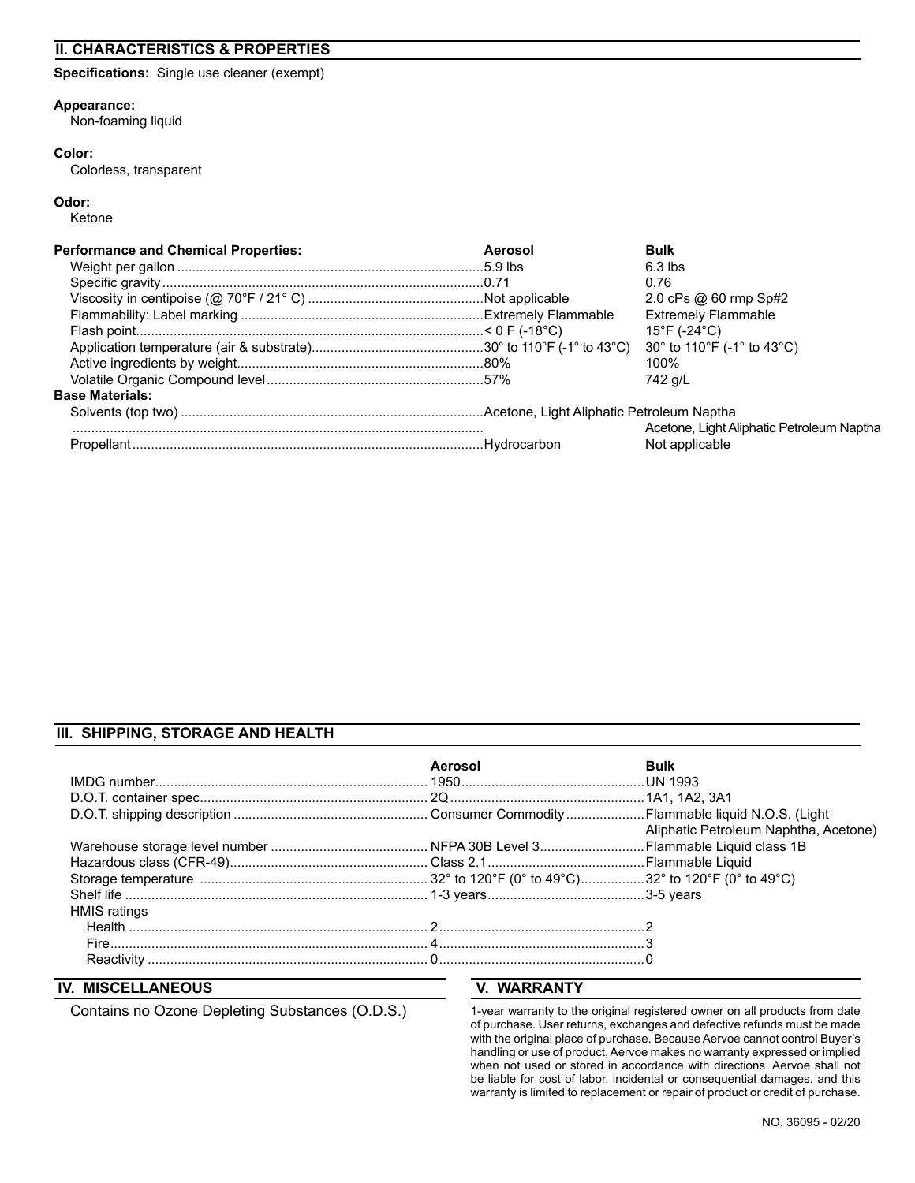## II. CHARACTERISTICS & PROPERTIES

**Specifications:** Single use cleaner (exempt)

**Appearance:**
Non-foaming liquid

**Color:**
Colorless, transparent

**Odor:**
Ketone

| Performance and Chemical Properties: | Aerosol | Bulk |
|---|---|---|
| Weight per gallon | 5.9 lbs | 6.3 lbs |
| Specific gravity | 0.71 | 0.76 |
| Viscosity in centipoise (@ 70°F / 21° C) | Not applicable | 2.0 cPs @ 60 rmp Sp#2 |
| Flammability: Label marking | Extremely Flammable | Extremely Flammable |
| Flash point | < 0 F (-18°C) | 15°F (-24°C) |
| Application temperature (air & substrate) | 30° to 110°F (-1° to 43°C) | 30° to 110°F (-1° to 43°C) |
| Active ingredients by weight | 80% | 100% |
| Volatile Organic Compound level | 57% | 742 g/L |
| **Base Materials:** | | |
| Solvents (top two) | Acetone, Light Aliphatic Petroleum Naptha | Acetone, Light Aliphatic Petroleum Naptha |
| Propellant | Hydrocarbon | Not applicable |

## III. SHIPPING, STORAGE AND HEALTH

| | Aerosol | Bulk |
|---|---|---|
| IMDG number | 1950 | UN 1993 |
| D.O.T. container spec. | 2Q | 1A1, 1A2, 3A1 |
| D.O.T. shipping description | Consumer Commodity | Flammable liquid N.O.S. (Light Aliphatic Petroleum Naphtha, Acetone) |
| Warehouse storage level number | NFPA 30B Level 3 | Flammable Liquid class 1B |
| Hazardous class (CFR-49) | Class 2.1 | Flammable Liquid |
| Storage temperature | 32° to 120°F (0° to 49°C) | 32° to 120°F (0° to 49°C) |
| Shelf life | 1-3 years | 3-5 years |
| HMIS ratings | | |
| Health | 2 | 2 |
| Fire | 4 | 3 |
| Reactivity | 0 | 0 |

## IV. MISCELLANEOUS

Contains no Ozone Depleting Substances (O.D.S.)

## V. WARRANTY

1-year warranty to the original registered owner on all products from date of purchase. User returns, exchanges and defective refunds must be made with the original place of purchase. Because Aervoe cannot control Buyer's handling or use of product, Aervoe makes no warranty expressed or implied when not used or stored in accordance with directions. Aervoe shall not be liable for cost of labor, incidental or consequential damages, and this warranty is limited to replacement or repair of product or credit of purchase.

NO. 36095 - 02/20